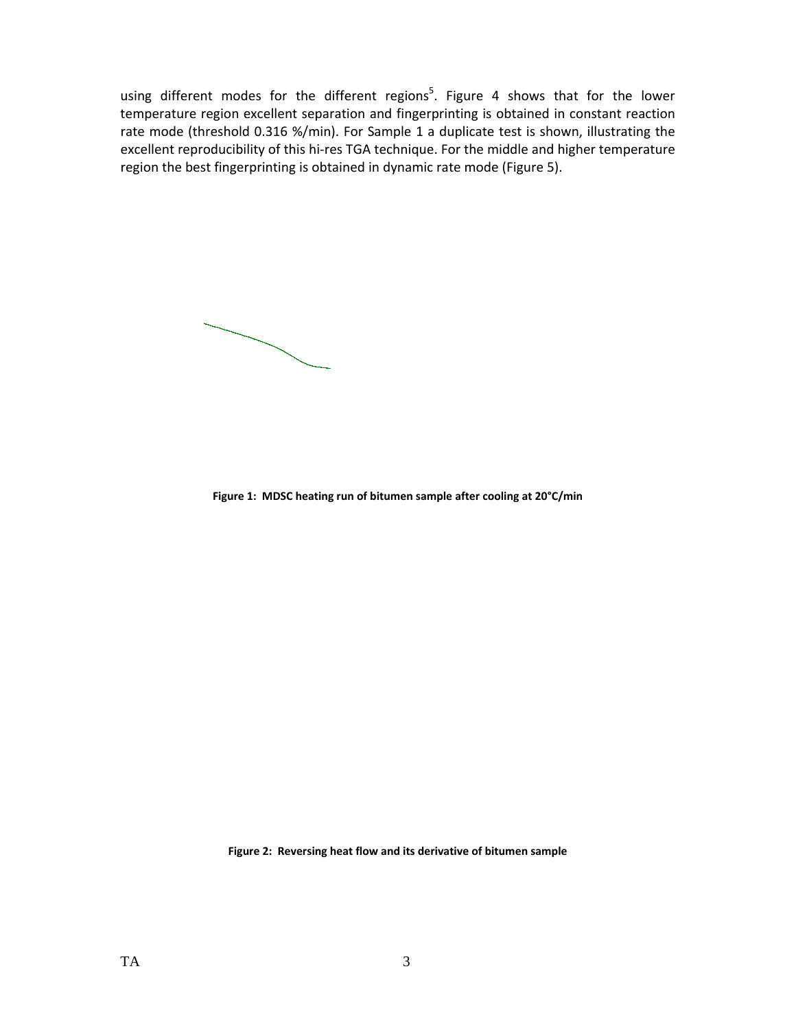using different modes for the different regions[5]. Figure 4 shows that for the lower temperature region excellent separation and fingerprinting is obtained in constant reaction rate mode (threshold 0.316 %/min). For Sample 1 a duplicate test is shown, illustrating the excellent reproducibility of this hi-res TGA technique. For the middle and higher temperature region the best fingerprinting is obtained in dynamic rate mode (Figure 5).

**Figure 1: MDSC heating run of bitumen sample after cooling at 20°C/min**

**Figure 2: Reversing heat flow and its derivative of bitumen sample**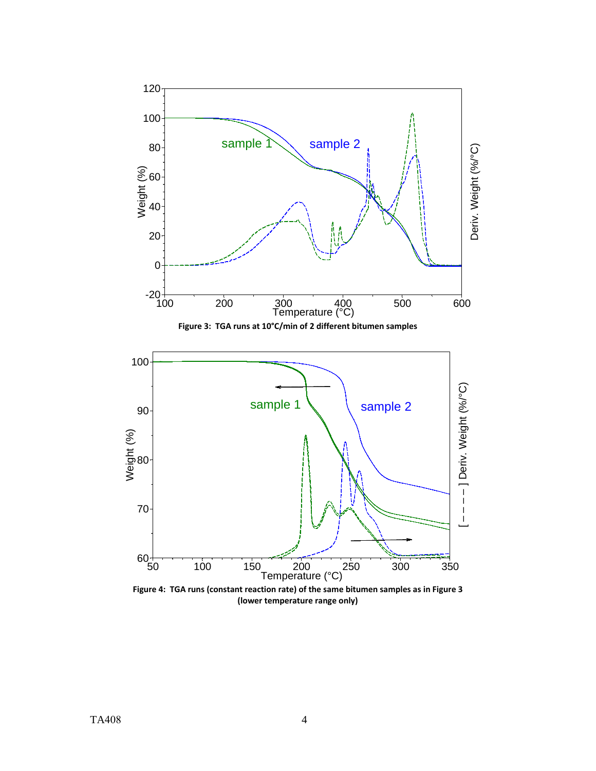**Figure 3: TGA runs at 10°C/min of 2 different bitumen samples**

**Figure 4: TGA runs (constant reaction rate) of the same bitumen samples as in Figure 3 (lower temperature range only)**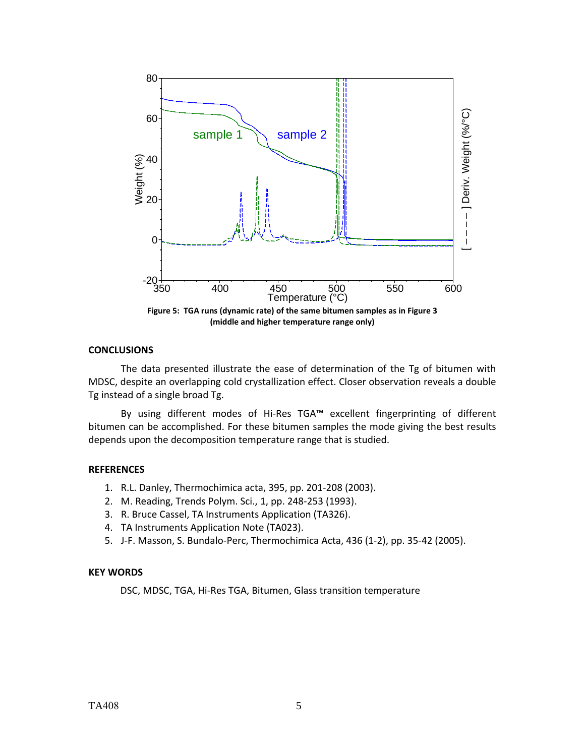**Figure 5: TGA runs (dynamic rate) of the same bitumen samples as in Figure 3 (middle and higher temperature range only)**

## CONCLUSIONS

The data presented illustrate the ease of determination of the Tg of bitumen with MDSC, despite an overlapping cold crystallization effect. Closer observation reveals a double Tg instead of a single broad Tg.

By using different modes of Hi-Res TGA™ excellent fingerprinting of different bitumen can be accomplished. For these bitumen samples the mode giving the best results depends upon the decomposition temperature range that is studied.

## REFERENCES

1. R.L. Danley, Thermochimica acta, 395, pp. 201-208 (2003).
2. M. Reading, Trends Polym. Sci., 1, pp. 248-253 (1993).
3. R. Bruce Cassel, TA Instruments Application (TA326).
4. TA Instruments Application Note (TA023).
5. J-F. Masson, S. Bundalo-Perc, Thermochimica Acta, 436 (1-2), pp. 35-42 (2005).

## KEY WORDS

DSC, MDSC, TGA, Hi-Res TGA, Bitumen, Glass transition temperature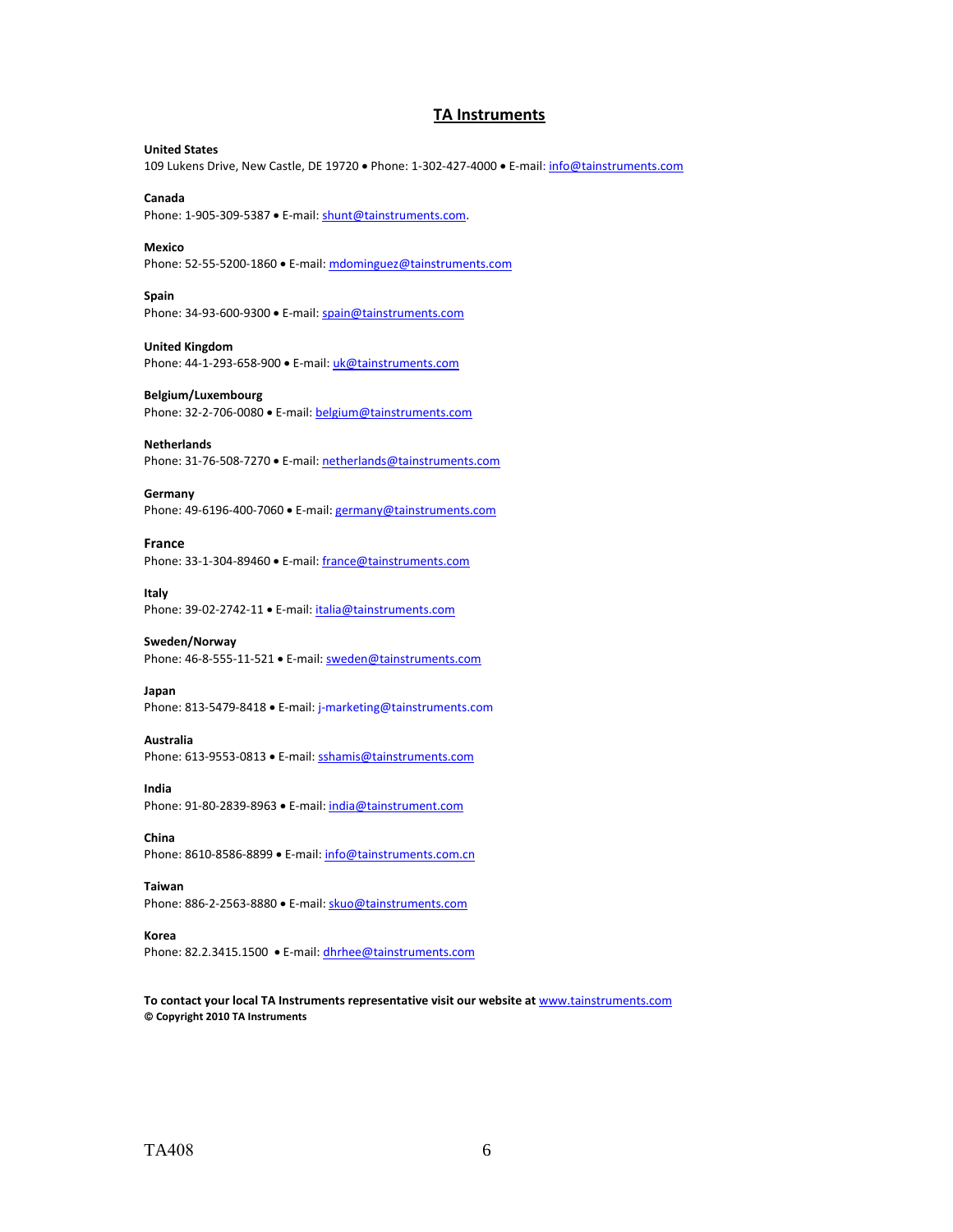# TA Instruments

**United States**
109 Lukens Drive, New Castle, DE 19720 • Phone: 1-302-427-4000 • E-mail: info@tainstruments.com

**Canada**
Phone: 1-905-309-5387 • E-mail: shunt@tainstruments.com.

**Mexico**
Phone: 52-55-5200-1860 • E-mail: mdominguez@tainstruments.com

**Spain**
Phone: 34-93-600-9300 • E-mail: spain@tainstruments.com

**United Kingdom**
Phone: 44-1-293-658-900 • E-mail: uk@tainstruments.com

**Belgium/Luxembourg**
Phone: 32-2-706-0080 • E-mail: belgium@tainstruments.com

**Netherlands**
Phone: 31-76-508-7270 • E-mail: netherlands@tainstruments.com

**Germany**
Phone: 49-6196-400-7060 • E-mail: germany@tainstruments.com

**France**
Phone: 33-1-304-89460 • E-mail: france@tainstruments.com

**Italy**
Phone: 39-02-2742-11 • E-mail: italia@tainstruments.com

**Sweden/Norway**
Phone: 46-8-555-11-521 • E-mail: sweden@tainstruments.com

**Japan**
Phone: 813-5479-8418 • E-mail: j-marketing@tainstruments.com

**Australia**
Phone: 613-9553-0813 • E-mail: sshamis@tainstruments.com

**India**
Phone: 91-80-2839-8963 • E-mail: india@tainstrument.com

**China**
Phone: 8610-8586-8899 • E-mail: info@tainstruments.com.cn

**Taiwan**
Phone: 886-2-2563-8880 • E-mail: skuo@tainstruments.com

**Korea**
Phone: 82.2.3415.1500 • E-mail: dhrhee@tainstruments.com

**To contact your local TA Instruments representative visit our website at** www.tainstruments.com
**© Copyright 2010 TA Instruments**

TA408